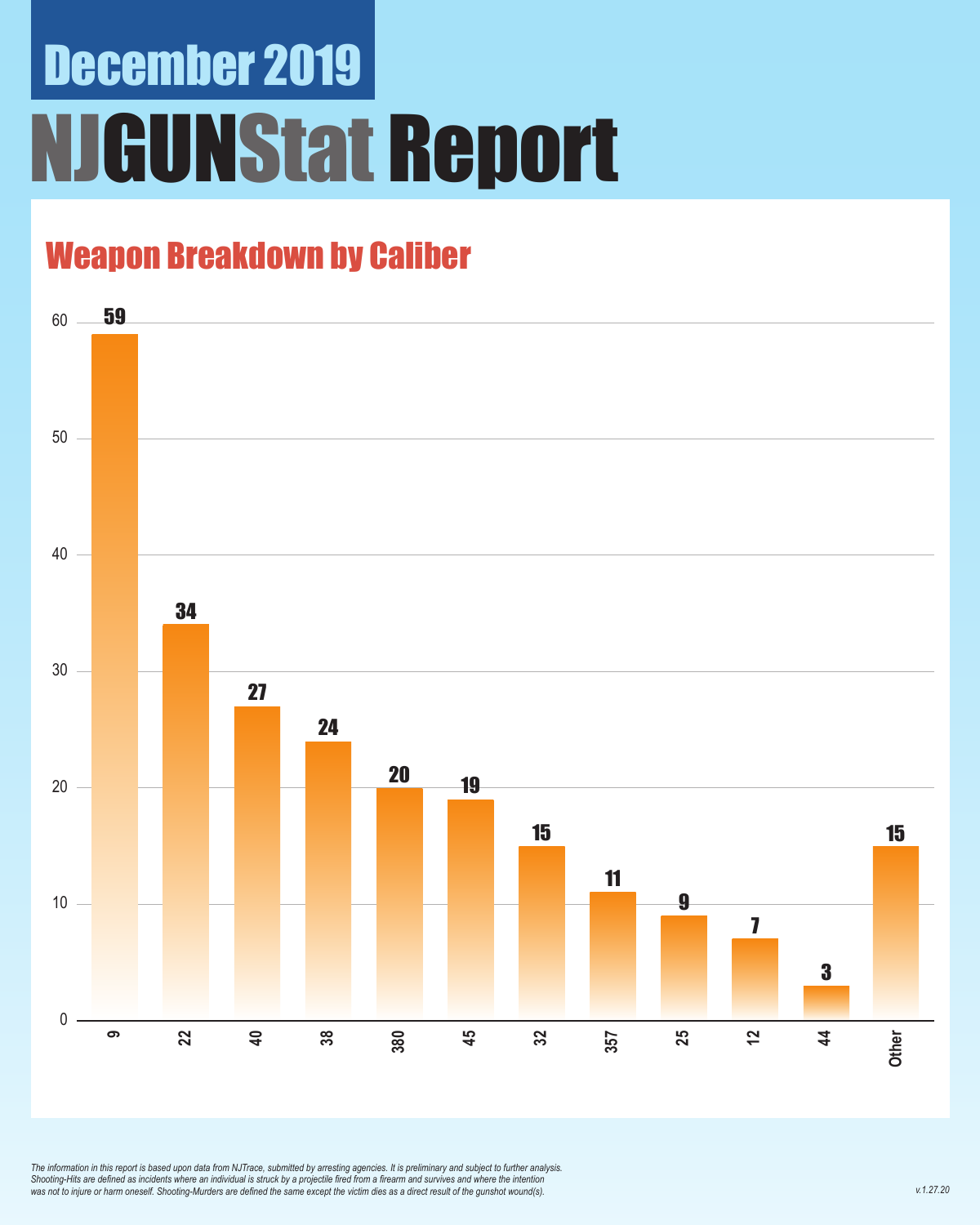# December 2019

# NJGUNStat Report

## Weapon Breakdown by Caliber

| Caliber | Count |
|---|---|
| 9 | 59 |
| 22 | 34 |
| 40 | 27 |
| 38 | 24 |
| 380 | 20 |
| 45 | 19 |
| 32 | 15 |
| 357 | 11 |
| 25 | 9 |
| 12 | 7 |
| 44 | 3 |
| Other | 15 |

*The information in this report is based upon data from NJTrace, submitted by arresting agencies. It is preliminary and subject to further analysis. Shooting-Hits are defined as incidents where an individual is struck by a projectile fired from a firearm and survives and where the intention was not to injure or harm oneself. Shooting-Murders are defined the same except the victim dies as a direct result of the gunshot wound(s).*

*v.1.27.20*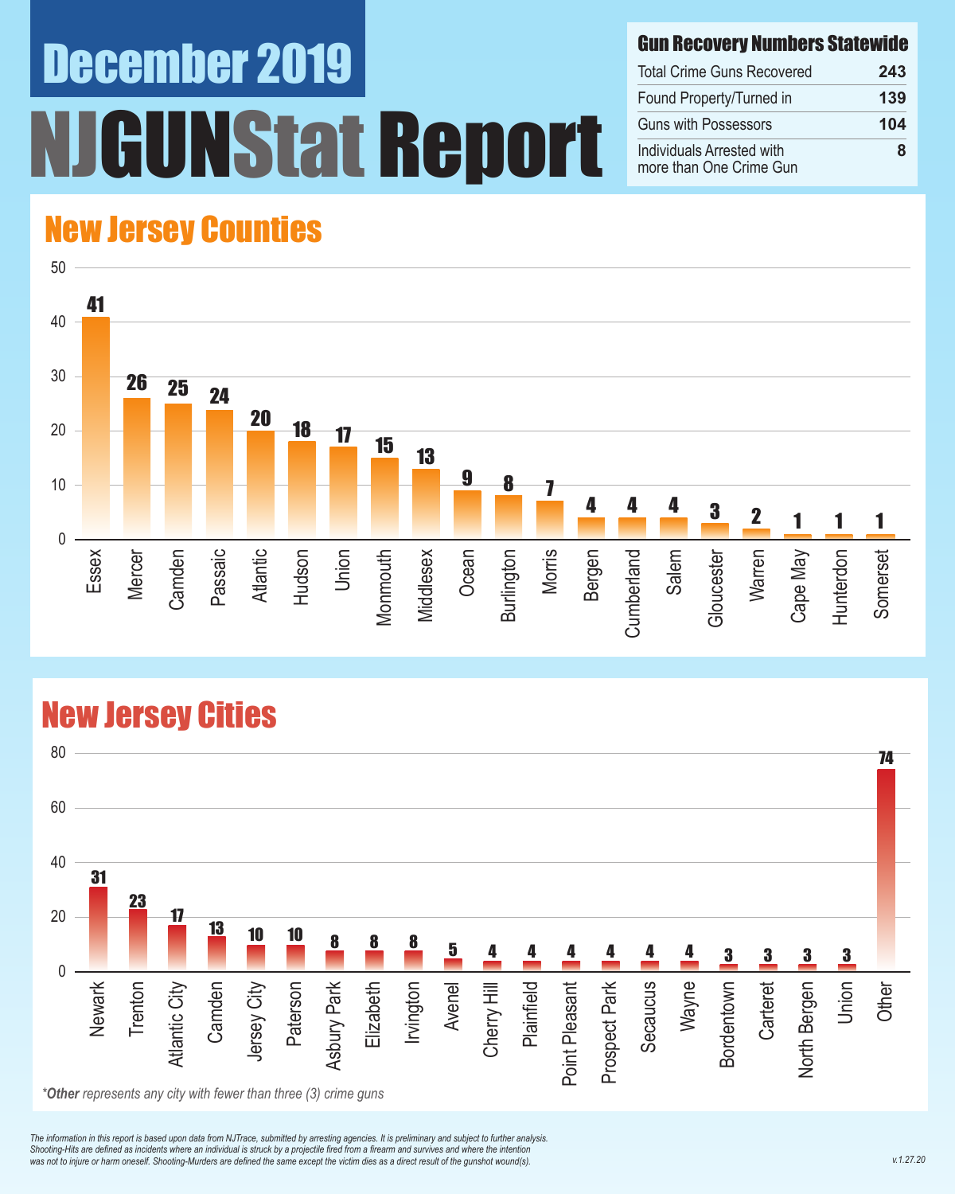# December 2019

# NJGUNStat Report

## Gun Recovery Numbers Statewide

| Gun Recovery Numbers Statewide | |
|---|---|
| Total Crime Guns Recovered | 243 |
| Found Property/Turned in | 139 |
| Guns with Possessors | 104 |
| Individuals Arrested with more than One Crime Gun | 8 |

## New Jersey Counties

| County | Crime Guns |
|---|---|
| Essex | 41 |
| Mercer | 26 |
| Camden | 25 |
| Passaic | 24 |
| Atlantic | 20 |
| Hudson | 18 |
| Union | 17 |
| Monmouth | 15 |
| Middlesex | 13 |
| Ocean | 9 |
| Burlington | 8 |
| Morris | 7 |
| Bergen | 4 |
| Cumberland | 4 |
| Salem | 4 |
| Gloucester | 3 |
| Warren | 2 |
| Cape May | 1 |
| Hunterdon | 1 |
| Somerset | 1 |

## New Jersey Cities

| City | Crime Guns |
|---|---|
| Newark | 31 |
| Trenton | 23 |
| Atlantic City | 17 |
| Camden | 13 |
| Jersey City | 10 |
| Paterson | 10 |
| Asbury Park | 8 |
| Elizabeth | 8 |
| Irvington | 8 |
| Avenel | 5 |
| Cherry Hill | 4 |
| Plainfield | 4 |
| Point Pleasant | 4 |
| Prospect Park | 4 |
| Secaucus | 4 |
| Wayne | 4 |
| Bordentown | 3 |
| Carteret | 3 |
| North Bergen | 3 |
| Union | 3 |
| Other | 74 |

*\*Other represents any city with fewer than three (3) crime guns*

*The information in this report is based upon data from NJTrace, submitted by arresting agencies. It is preliminary and subject to further analysis. Shooting-Hits are defined as incidents where an individual is struck by a projectile fired from a firearm and survives and where the intention was not to injure or harm oneself. Shooting-Murders are defined the same except the victim dies as a direct result of the gunshot wound(s).*

*v.1.27.20*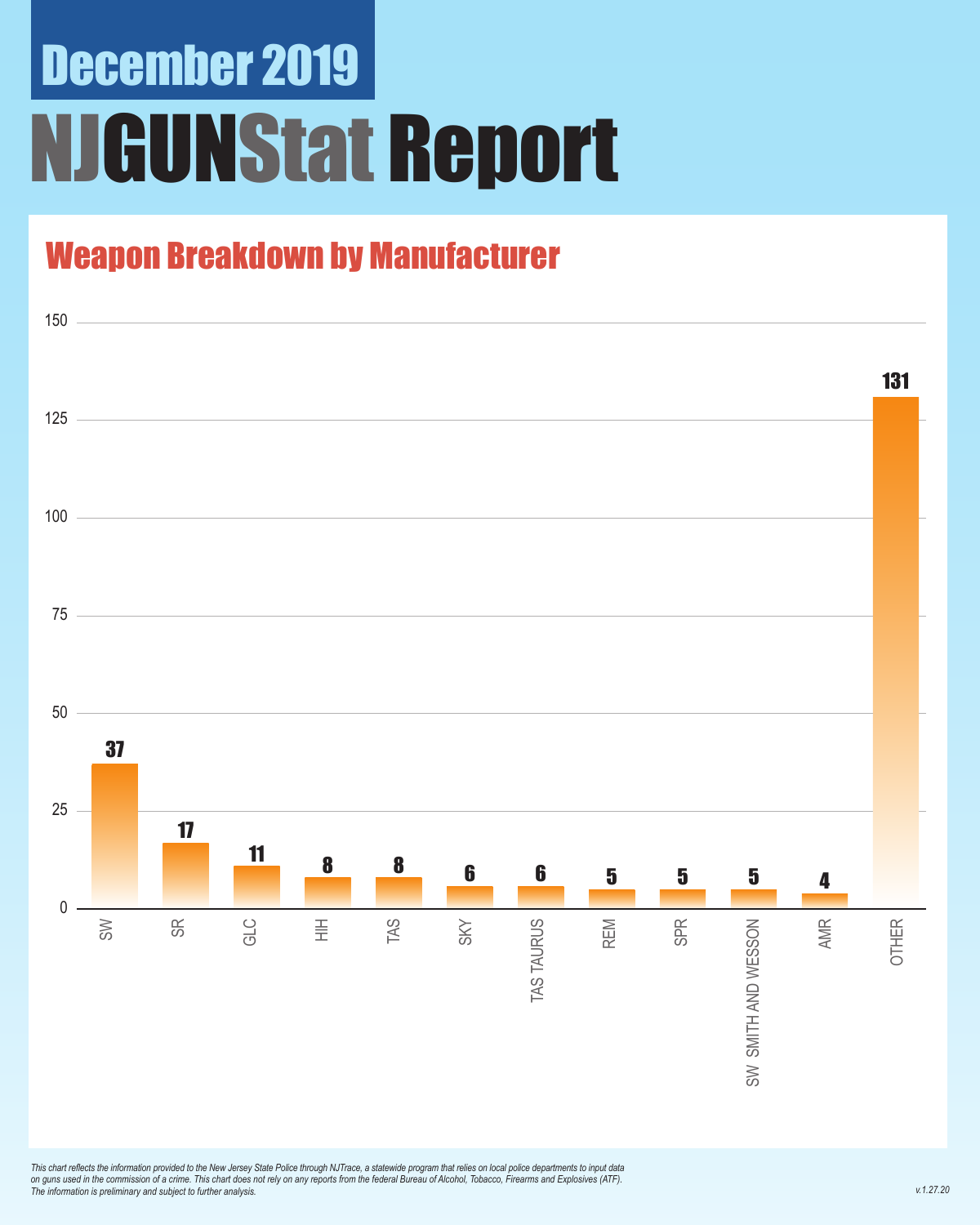# December 2019

# NJGUNStat Report

## Weapon Breakdown by Manufacturer

| Manufacturer | Count |
|---|---|
| SW | 37 |
| SR | 17 |
| GLC | 11 |
| HIH | 8 |
| TAS | 8 |
| SKY | 6 |
| TAS TAURUS | 6 |
| REM | 5 |
| SPR | 5 |
| SW SMITH AND WESSON | 5 |
| AMR | 4 |
| OTHER | 131 |

*This chart reflects the information provided to the New Jersey State Police through NJTrace, a statewide program that relies on local police departments to input data on guns used in the commission of a crime. This chart does not rely on any reports from the federal Bureau of Alcohol, Tobacco, Firearms and Explosives (ATF). The information is preliminary and subject to further analysis.*

*v.1.27.20*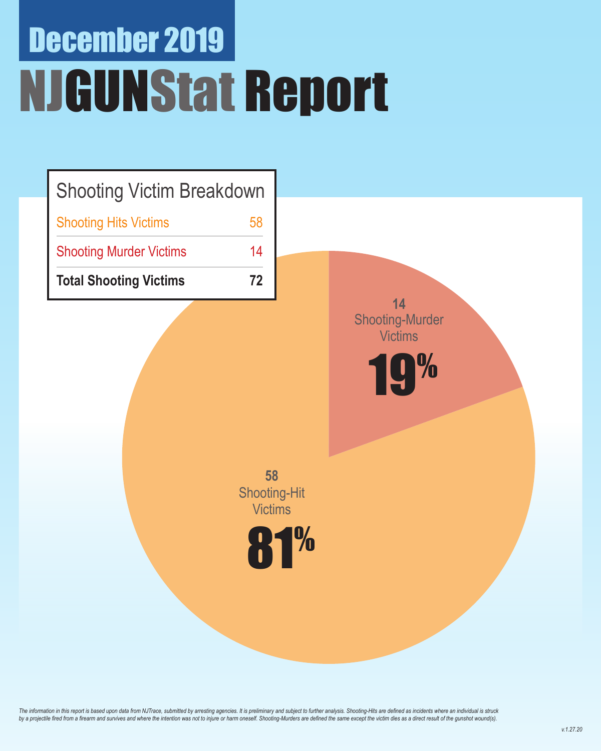## December 2019

# NJGUNStat Report

| Shooting Victim Breakdown | |
|---|---|
| Shooting Hits Victims | 58 |
| Shooting Murder Victims | 14 |
| **Total Shooting Victims** | **72** |

14
Shooting-Murder
Victims
19%

58
Shooting-Hit
Victims
81%

*The information in this report is based upon data from NJTrace, submitted by arresting agencies. It is preliminary and subject to further analysis. Shooting-Hits are defined as incidents where an individual is struck by a projectile fired from a firearm and survives and where the intention was not to injure or harm oneself. Shooting-Murders are defined the same except the victim dies as a direct result of the gunshot wound(s).*

*v.1.27.20*